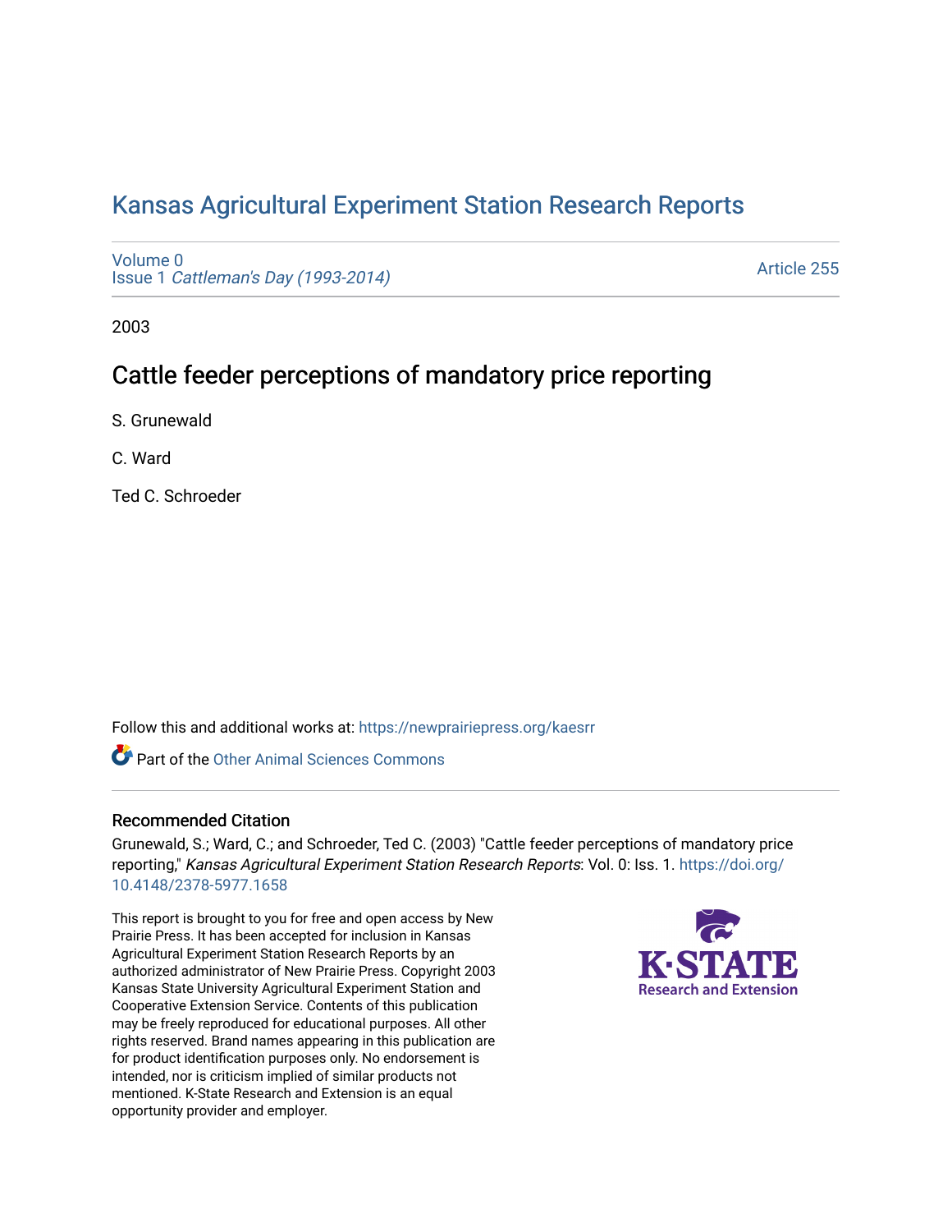# Kansas Agricultural Experiment Station Research Reports

Volume 0
Issue 1 *Cattleman's Day (1993-2014)*

Article 255

2003

## Cattle feeder perceptions of mandatory price reporting

S. Grunewald

C. Ward

Ted C. Schroeder

Follow this and additional works at: https://newprairiepress.org/kaesrr

Part of the Other Animal Sciences Commons

### Recommended Citation

Grunewald, S.; Ward, C.; and Schroeder, Ted C. (2003) "Cattle feeder perceptions of mandatory price reporting," *Kansas Agricultural Experiment Station Research Reports*: Vol. 0: Iss. 1. https://doi.org/10.4148/2378-5977.1658

This report is brought to you for free and open access by New Prairie Press. It has been accepted for inclusion in Kansas Agricultural Experiment Station Research Reports by an authorized administrator of New Prairie Press. Copyright 2003 Kansas State University Agricultural Experiment Station and Cooperative Extension Service. Contents of this publication may be freely reproduced for educational purposes. All other rights reserved. Brand names appearing in this publication are for product identification purposes only. No endorsement is intended, nor is criticism implied of similar products not mentioned. K-State Research and Extension is an equal opportunity provider and employer.

K-STATE Research and Extension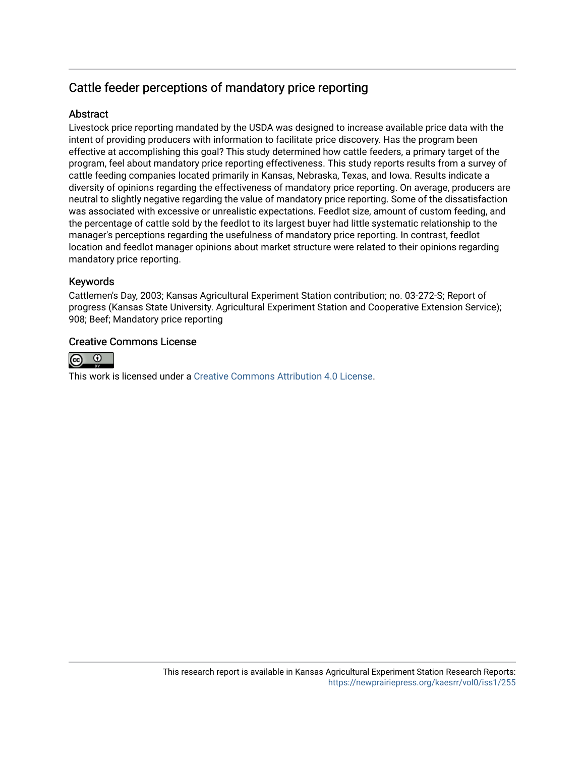## Cattle feeder perceptions of mandatory price reporting

### Abstract

Livestock price reporting mandated by the USDA was designed to increase available price data with the intent of providing producers with information to facilitate price discovery. Has the program been effective at accomplishing this goal? This study determined how cattle feeders, a primary target of the program, feel about mandatory price reporting effectiveness. This study reports results from a survey of cattle feeding companies located primarily in Kansas, Nebraska, Texas, and Iowa. Results indicate a diversity of opinions regarding the effectiveness of mandatory price reporting. On average, producers are neutral to slightly negative regarding the value of mandatory price reporting. Some of the dissatisfaction was associated with excessive or unrealistic expectations. Feedlot size, amount of custom feeding, and the percentage of cattle sold by the feedlot to its largest buyer had little systematic relationship to the manager's perceptions regarding the usefulness of mandatory price reporting. In contrast, feedlot location and feedlot manager opinions about market structure were related to their opinions regarding mandatory price reporting.

### Keywords

Cattlemen's Day, 2003; Kansas Agricultural Experiment Station contribution; no. 03-272-S; Report of progress (Kansas State University. Agricultural Experiment Station and Cooperative Extension Service); 908; Beef; Mandatory price reporting

### Creative Commons License

This work is licensed under a Creative Commons Attribution 4.0 License.

This research report is available in Kansas Agricultural Experiment Station Research Reports: https://newprairiepress.org/kaesrr/vol0/iss1/255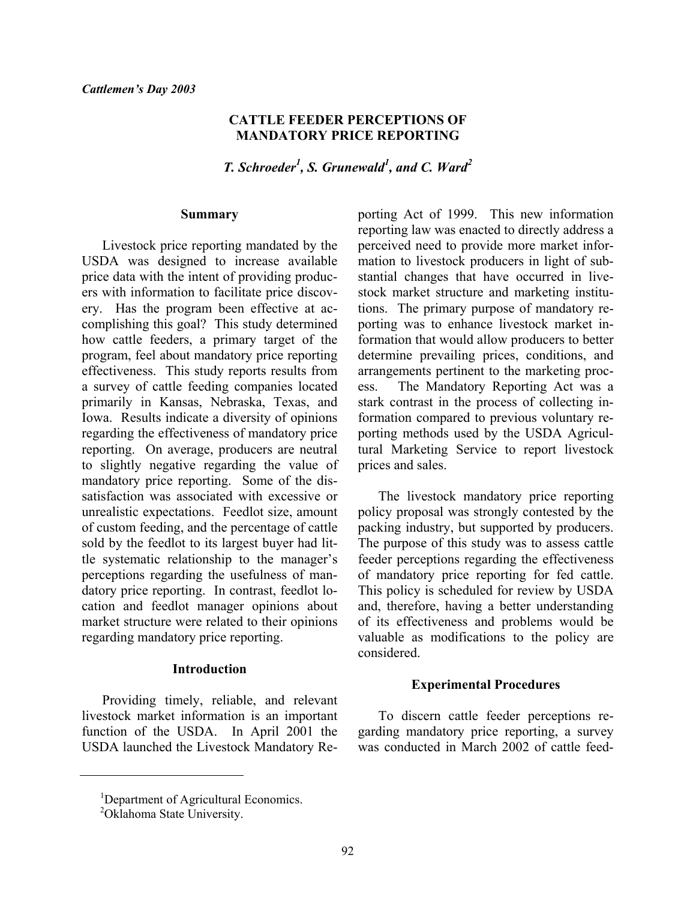*Cattlemen's Day 2003*

# CATTLE FEEDER PERCEPTIONS OF MANDATORY PRICE REPORTING

***T. Schroeder[1], S. Grunewald[1], and C. Ward[2]***

## Summary

Livestock price reporting mandated by the USDA was designed to increase available price data with the intent of providing producers with information to facilitate price discovery. Has the program been effective at accomplishing this goal? This study determined how cattle feeders, a primary target of the program, feel about mandatory price reporting effectiveness. This study reports results from a survey of cattle feeding companies located primarily in Kansas, Nebraska, Texas, and Iowa. Results indicate a diversity of opinions regarding the effectiveness of mandatory price reporting. On average, producers are neutral to slightly negative regarding the value of mandatory price reporting. Some of the dissatisfaction was associated with excessive or unrealistic expectations. Feedlot size, amount of custom feeding, and the percentage of cattle sold by the feedlot to its largest buyer had little systematic relationship to the manager's perceptions regarding the usefulness of mandatory price reporting. In contrast, feedlot location and feedlot manager opinions about market structure were related to their opinions regarding mandatory price reporting.

## Introduction

Providing timely, reliable, and relevant livestock market information is an important function of the USDA. In April 2001 the USDA launched the Livestock Mandatory Reporting Act of 1999. This new information reporting law was enacted to directly address a perceived need to provide more market information to livestock producers in light of substantial changes that have occurred in livestock market structure and marketing institutions. The primary purpose of mandatory reporting was to enhance livestock market information that would allow producers to better determine prevailing prices, conditions, and arrangements pertinent to the marketing process. The Mandatory Reporting Act was a stark contrast in the process of collecting information compared to previous voluntary reporting methods used by the USDA Agricultural Marketing Service to report livestock prices and sales.

The livestock mandatory price reporting policy proposal was strongly contested by the packing industry, but supported by producers. The purpose of this study was to assess cattle feeder perceptions regarding the effectiveness of mandatory price reporting for fed cattle. This policy is scheduled for review by USDA and, therefore, having a better understanding of its effectiveness and problems would be valuable as modifications to the policy are considered.

## Experimental Procedures

To discern cattle feeder perceptions regarding mandatory price reporting, a survey was conducted in March 2002 of cattle feed-

---

[1]Department of Agricultural Economics.
[2]Oklahoma State University.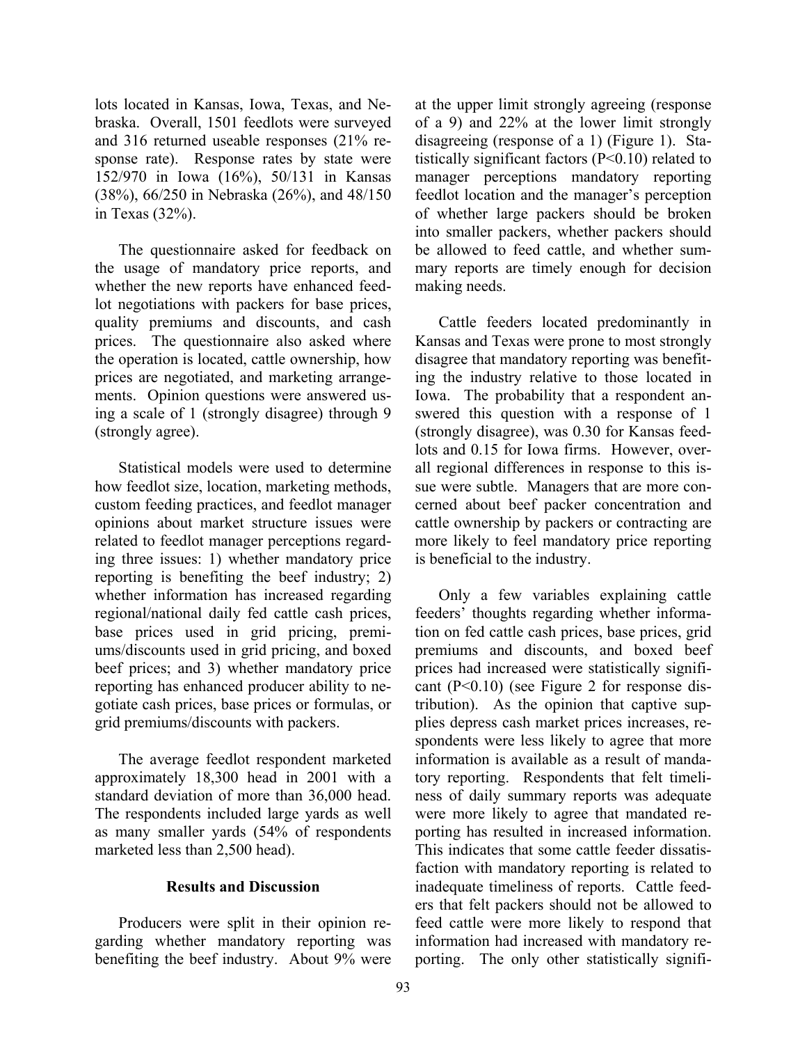lots located in Kansas, Iowa, Texas, and Nebraska. Overall, 1501 feedlots were surveyed and 316 returned useable responses (21% response rate). Response rates by state were 152/970 in Iowa (16%), 50/131 in Kansas (38%), 66/250 in Nebraska (26%), and 48/150 in Texas (32%).

The questionnaire asked for feedback on the usage of mandatory price reports, and whether the new reports have enhanced feedlot negotiations with packers for base prices, quality premiums and discounts, and cash prices. The questionnaire also asked where the operation is located, cattle ownership, how prices are negotiated, and marketing arrangements. Opinion questions were answered using a scale of 1 (strongly disagree) through 9 (strongly agree).

Statistical models were used to determine how feedlot size, location, marketing methods, custom feeding practices, and feedlot manager opinions about market structure issues were related to feedlot manager perceptions regarding three issues: 1) whether mandatory price reporting is benefiting the beef industry; 2) whether information has increased regarding regional/national daily fed cattle cash prices, base prices used in grid pricing, premiums/discounts used in grid pricing, and boxed beef prices; and 3) whether mandatory price reporting has enhanced producer ability to negotiate cash prices, base prices or formulas, or grid premiums/discounts with packers.

The average feedlot respondent marketed approximately 18,300 head in 2001 with a standard deviation of more than 36,000 head. The respondents included large yards as well as many smaller yards (54% of respondents marketed less than 2,500 head).

## Results and Discussion

Producers were split in their opinion regarding whether mandatory reporting was benefiting the beef industry. About 9% were at the upper limit strongly agreeing (response of a 9) and 22% at the lower limit strongly disagreeing (response of a 1) (Figure 1). Statistically significant factors ($P<0.10$) related to manager perceptions mandatory reporting feedlot location and the manager's perception of whether large packers should be broken into smaller packers, whether packers should be allowed to feed cattle, and whether summary reports are timely enough for decision making needs.

Cattle feeders located predominantly in Kansas and Texas were prone to most strongly disagree that mandatory reporting was benefiting the industry relative to those located in Iowa. The probability that a respondent answered this question with a response of 1 (strongly disagree), was 0.30 for Kansas feedlots and 0.15 for Iowa firms. However, overall regional differences in response to this issue were subtle. Managers that are more concerned about beef packer concentration and cattle ownership by packers or contracting are more likely to feel mandatory price reporting is beneficial to the industry.

Only a few variables explaining cattle feeders' thoughts regarding whether information on fed cattle cash prices, base prices, grid premiums and discounts, and boxed beef prices had increased were statistically significant ($P<0.10$) (see Figure 2 for response distribution). As the opinion that captive supplies depress cash market prices increases, respondents were less likely to agree that more information is available as a result of mandatory reporting. Respondents that felt timeliness of daily summary reports was adequate were more likely to agree that mandated reporting has resulted in increased information. This indicates that some cattle feeder dissatisfaction with mandatory reporting is related to inadequate timeliness of reports. Cattle feeders that felt packers should not be allowed to feed cattle were more likely to respond that information had increased with mandatory reporting. The only other statistically signifi-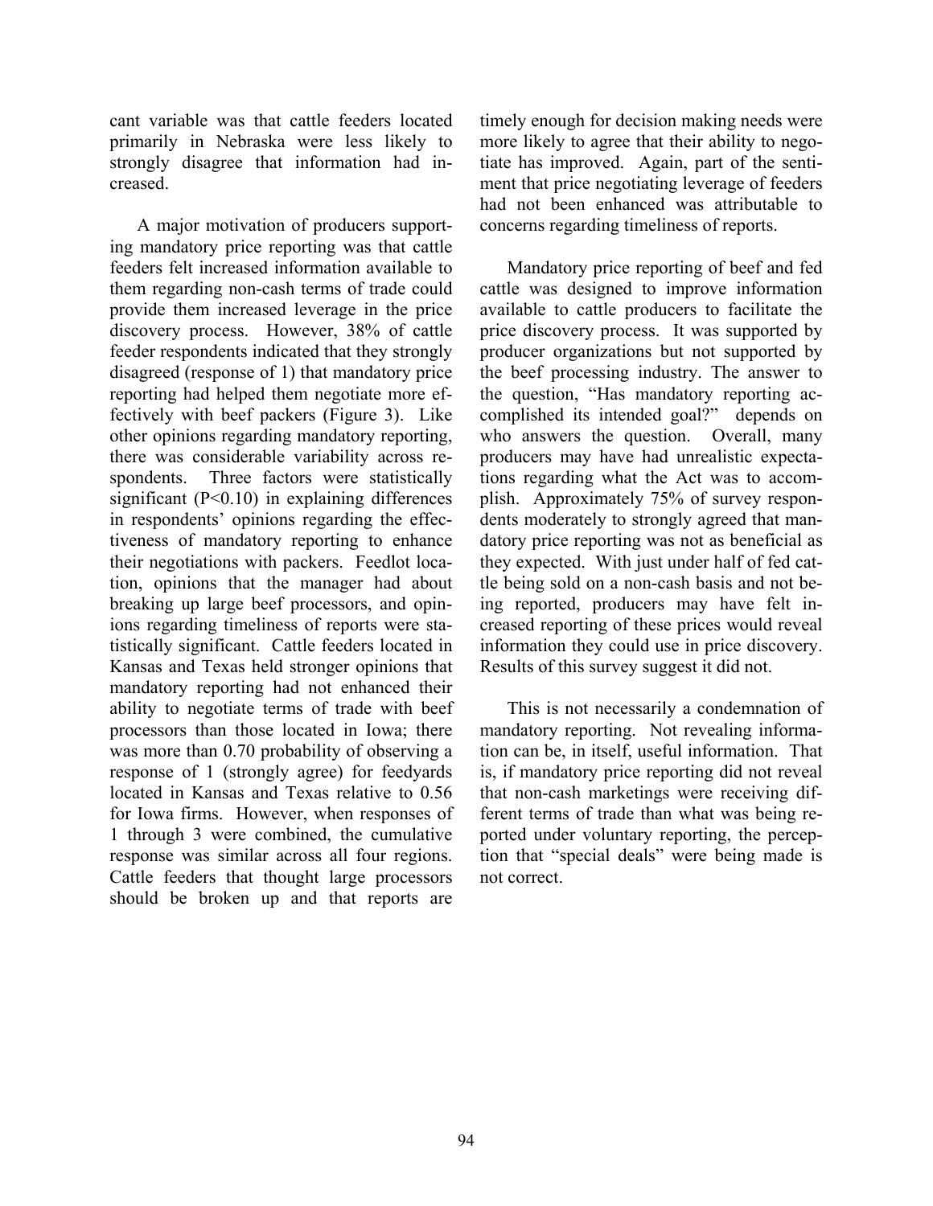cant variable was that cattle feeders located primarily in Nebraska were less likely to strongly disagree that information had increased.

A major motivation of producers supporting mandatory price reporting was that cattle feeders felt increased information available to them regarding non-cash terms of trade could provide them increased leverage in the price discovery process. However, 38% of cattle feeder respondents indicated that they strongly disagreed (response of 1) that mandatory price reporting had helped them negotiate more effectively with beef packers (Figure 3). Like other opinions regarding mandatory reporting, there was considerable variability across respondents. Three factors were statistically significant ($P<0.10$) in explaining differences in respondents' opinions regarding the effectiveness of mandatory reporting to enhance their negotiations with packers. Feedlot location, opinions that the manager had about breaking up large beef processors, and opinions regarding timeliness of reports were statistically significant. Cattle feeders located in Kansas and Texas held stronger opinions that mandatory reporting had not enhanced their ability to negotiate terms of trade with beef processors than those located in Iowa; there was more than 0.70 probability of observing a response of 1 (strongly agree) for feedyards located in Kansas and Texas relative to 0.56 for Iowa firms. However, when responses of 1 through 3 were combined, the cumulative response was similar across all four regions. Cattle feeders that thought large processors should be broken up and that reports are timely enough for decision making needs were more likely to agree that their ability to negotiate has improved. Again, part of the sentiment that price negotiating leverage of feeders had not been enhanced was attributable to concerns regarding timeliness of reports.

Mandatory price reporting of beef and fed cattle was designed to improve information available to cattle producers to facilitate the price discovery process. It was supported by producer organizations but not supported by the beef processing industry. The answer to the question, "Has mandatory reporting accomplished its intended goal?" depends on who answers the question. Overall, many producers may have had unrealistic expectations regarding what the Act was to accomplish. Approximately 75% of survey respondents moderately to strongly agreed that mandatory price reporting was not as beneficial as they expected. With just under half of fed cattle being sold on a non-cash basis and not being reported, producers may have felt increased reporting of these prices would reveal information they could use in price discovery. Results of this survey suggest it did not.

This is not necessarily a condemnation of mandatory reporting. Not revealing information can be, in itself, useful information. That is, if mandatory price reporting did not reveal that non-cash marketings were receiving different terms of trade than what was being reported under voluntary reporting, the perception that "special deals" were being made is not correct.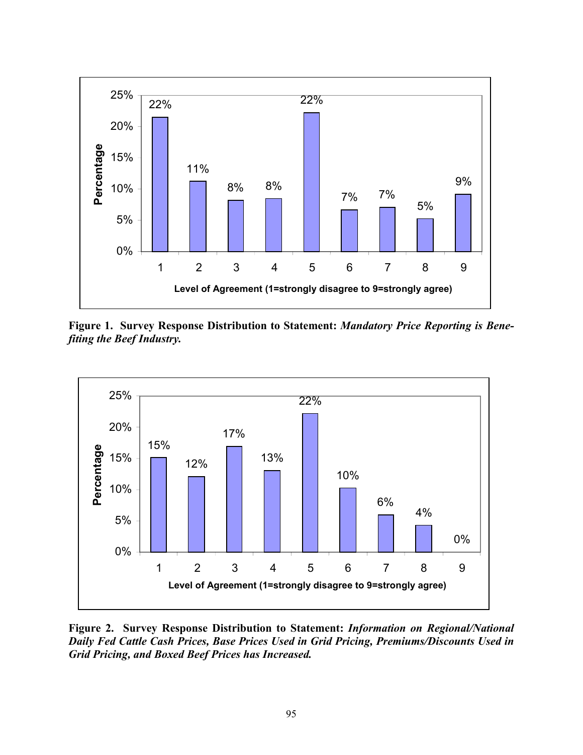25%
20%
15%
10%
5%
0%

Percentage

22%
11%
8%
8%
22%
7%
7%
5%
9%

1 2 3 4 5 6 7 8 9

Level of Agreement (1=strongly disagree to 9=strongly agree)

**Figure 1. Survey Response Distribution to Statement:** ***Mandatory Price Reporting is Benefiting the Beef Industry.***

25%
20%
15%
10%
5%
0%

Percentage

15%
12%
17%
13%
22%
10%
6%
4%
0%

1 2 3 4 5 6 7 8 9

Level of Agreement (1=strongly disagree to 9=strongly agree)

**Figure 2. Survey Response Distribution to Statement:** ***Information on Regional/National Daily Fed Cattle Cash Prices, Base Prices Used in Grid Pricing, Premiums/Discounts Used in Grid Pricing, and Boxed Beef Prices has Increased.***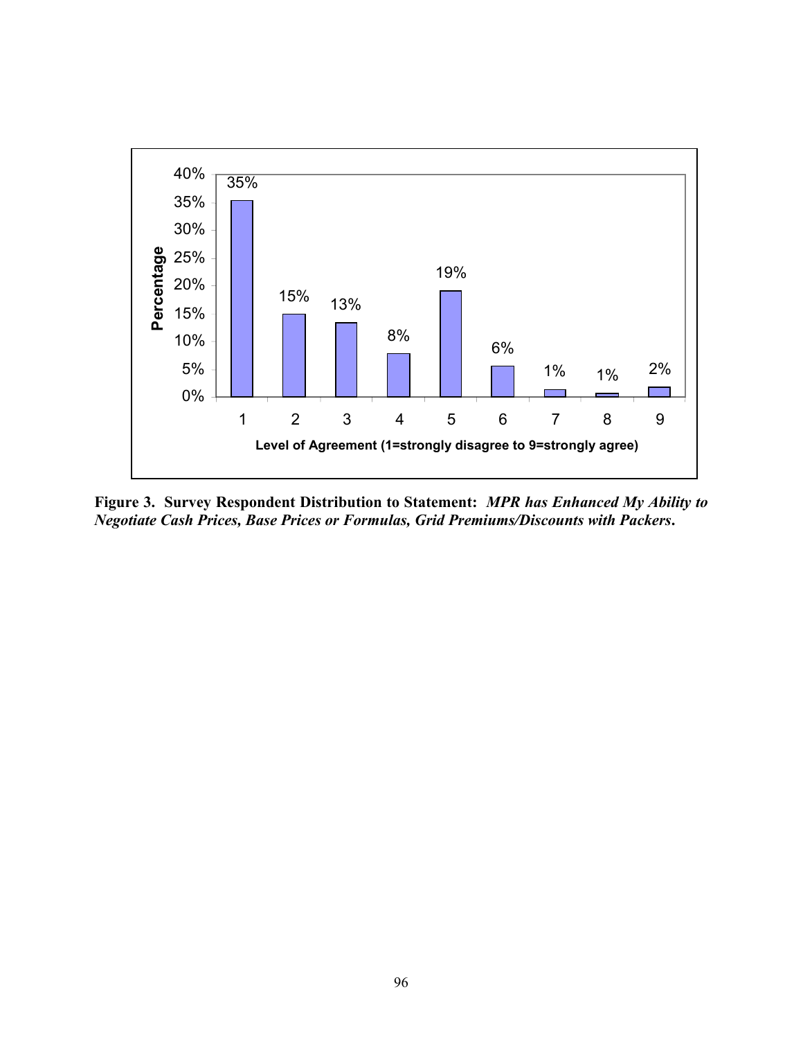40%
35%
30%
25%
20%
15%
10%
5%
0%

Percentage

35%
15%
13%
8%
19%
6%
1%
1%
2%

1 2 3 4 5 6 7 8 9

Level of Agreement (1=strongly disagree to 9=strongly agree)

**Figure 3. Survey Respondent Distribution to Statement:** ***MPR has Enhanced My Ability to Negotiate Cash Prices, Base Prices or Formulas, Grid Premiums/Discounts with Packers*****.**